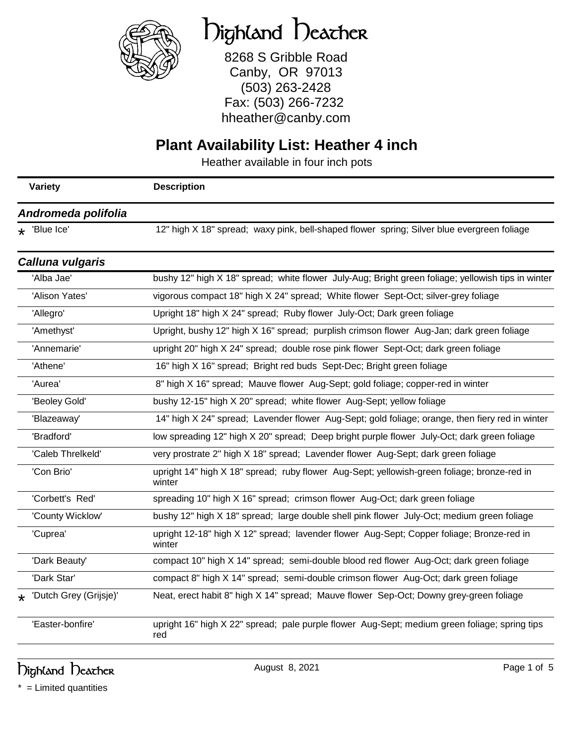# Highland Heather

8268 S Gribble Road
Canby, OR 97013
(503) 263-2428
Fax: (503) 266-7232
hheather@canby.com

## Plant Availability List: Heather 4 inch

Heather available in four inch pots

| Variety | Description |
| --- | --- |
| ***Andromeda polifolia*** | |
| * 'Blue Ice' | 12" high X 18" spread; waxy pink, bell-shaped flower spring; Silver blue evergreen foliage |
| ***Calluna vulgaris*** | |
| 'Alba Jae' | bushy 12" high X 18" spread; white flower July-Aug; Bright green foliage; yellowish tips in winter |
| 'Alison Yates' | vigorous compact 18" high X 24" spread; White flower Sept-Oct; silver-grey foliage |
| 'Allegro' | Upright 18" high X 24" spread; Ruby flower July-Oct; Dark green foliage |
| 'Amethyst' | Upright, bushy 12" high X 16" spread; purplish crimson flower Aug-Jan; dark green foliage |
| 'Annemarie' | upright 20" high X 24" spread; double rose pink flower Sept-Oct; dark green foliage |
| 'Athene' | 16" high X 16" spread; Bright red buds Sept-Dec; Bright green foliage |
| 'Aurea' | 8" high X 16" spread; Mauve flower Aug-Sept; gold foliage; copper-red in winter |
| 'Beoley Gold' | bushy 12-15" high X 20" spread; white flower Aug-Sept; yellow foliage |
| 'Blazeaway' | 14" high X 24" spread; Lavender flower Aug-Sept; gold foliage; orange, then fiery red in winter |
| 'Bradford' | low spreading 12" high X 20" spread; Deep bright purple flower July-Oct; dark green foliage |
| 'Caleb Threlkeld' | very prostrate 2" high X 18" spread; Lavender flower Aug-Sept; dark green foliage |
| 'Con Brio' | upright 14" high X 18" spread; ruby flower Aug-Sept; yellowish-green foliage; bronze-red in winter |
| 'Corbett's Red' | spreading 10" high X 16" spread; crimson flower Aug-Oct; dark green foliage |
| 'County Wicklow' | bushy 12" high X 18" spread; large double shell pink flower July-Oct; medium green foliage |
| 'Cuprea' | upright 12-18" high X 12" spread; lavender flower Aug-Sept; Copper foliage; Bronze-red in winter |
| 'Dark Beauty' | compact 10" high X 14" spread; semi-double blood red flower Aug-Oct; dark green foliage |
| 'Dark Star' | compact 8" high X 14" spread; semi-double crimson flower Aug-Oct; dark green foliage |
| * 'Dutch Grey (Grijsje)' | Neat, erect habit 8" high X 14" spread; Mauve flower Sep-Oct; Downy grey-green foliage |
| 'Easter-bonfire' | upright 16" high X 22" spread; pale purple flower Aug-Sept; medium green foliage; spring tips red |

\* = Limited quantities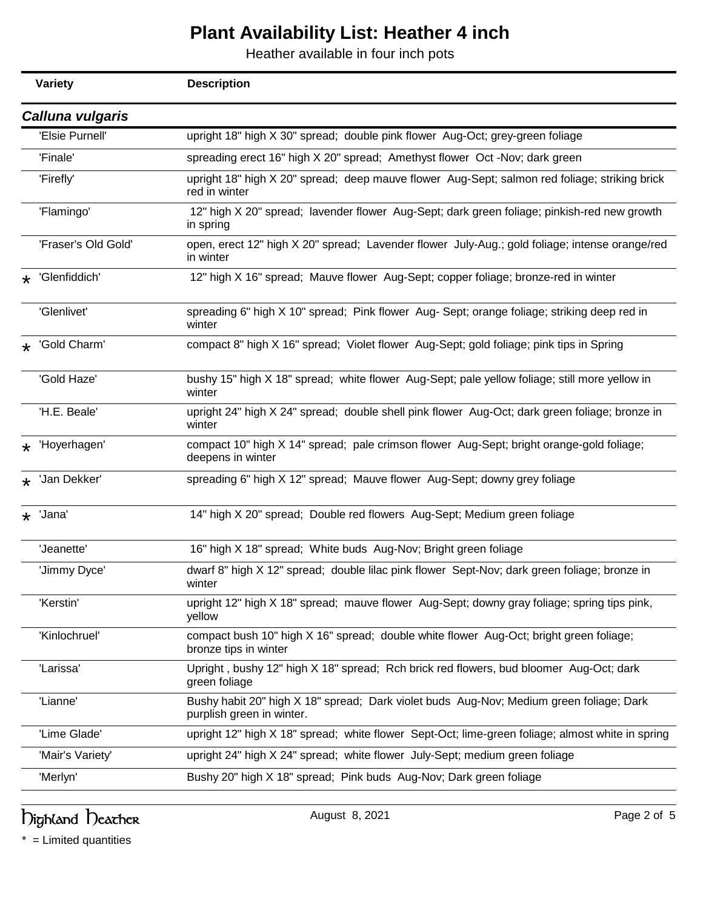# Plant Availability List: Heather 4 inch

Heather available in four inch pots

| | Variety | Description |
|---|---|---|
| | ***Calluna vulgaris*** | |
| | 'Elsie Purnell' | upright 18" high X 30" spread; double pink flower Aug-Oct; grey-green foliage |
| | 'Finale' | spreading erect 16" high X 20" spread; Amethyst flower Oct -Nov; dark green |
| | 'Firefly' | upright 18" high X 20" spread; deep mauve flower Aug-Sept; salmon red foliage; striking brick red in winter |
| | 'Flamingo' | 12" high X 20" spread; lavender flower Aug-Sept; dark green foliage; pinkish-red new growth in spring |
| | 'Fraser's Old Gold' | open, erect 12" high X 20" spread; Lavender flower July-Aug.; gold foliage; intense orange/red in winter |
| * | 'Glenfiddich' | 12" high X 16" spread; Mauve flower Aug-Sept; copper foliage; bronze-red in winter |
| | 'Glenlivet' | spreading 6" high X 10" spread; Pink flower Aug- Sept; orange foliage; striking deep red in winter |
| * | 'Gold Charm' | compact 8" high X 16" spread; Violet flower Aug-Sept; gold foliage; pink tips in Spring |
| | 'Gold Haze' | bushy 15" high X 18" spread; white flower Aug-Sept; pale yellow foliage; still more yellow in winter |
| | 'H.E. Beale' | upright 24" high X 24" spread; double shell pink flower Aug-Oct; dark green foliage; bronze in winter |
| * | 'Hoyerhagen' | compact 10" high X 14" spread; pale crimson flower Aug-Sept; bright orange-gold foliage; deepens in winter |
| * | 'Jan Dekker' | spreading 6" high X 12" spread; Mauve flower Aug-Sept; downy grey foliage |
| * | 'Jana' | 14" high X 20" spread; Double red flowers Aug-Sept; Medium green foliage |
| | 'Jeanette' | 16" high X 18" spread; White buds Aug-Nov; Bright green foliage |
| | 'Jimmy Dyce' | dwarf 8" high X 12" spread; double lilac pink flower Sept-Nov; dark green foliage; bronze in winter |
| | 'Kerstin' | upright 12" high X 18" spread; mauve flower Aug-Sept; downy gray foliage; spring tips pink, yellow |
| | 'Kinlochruel' | compact bush 10" high X 16" spread; double white flower Aug-Oct; bright green foliage; bronze tips in winter |
| | 'Larissa' | Upright , bushy 12" high X 18" spread; Rch brick red flowers, bud bloomer Aug-Oct; dark green foliage |
| | 'Lianne' | Bushy habit 20" high X 18" spread; Dark violet buds Aug-Nov; Medium green foliage; Dark purplish green in winter. |
| | 'Lime Glade' | upright 12" high X 18" spread; white flower Sept-Oct; lime-green foliage; almost white in spring |
| | 'Mair's Variety' | upright 24" high X 24" spread; white flower July-Sept; medium green foliage |
| | 'Merlyn' | Bushy 20" high X 18" spread; Pink buds Aug-Nov; Dark green foliage |

Highland Heather

August 8, 2021

* = Limited quantities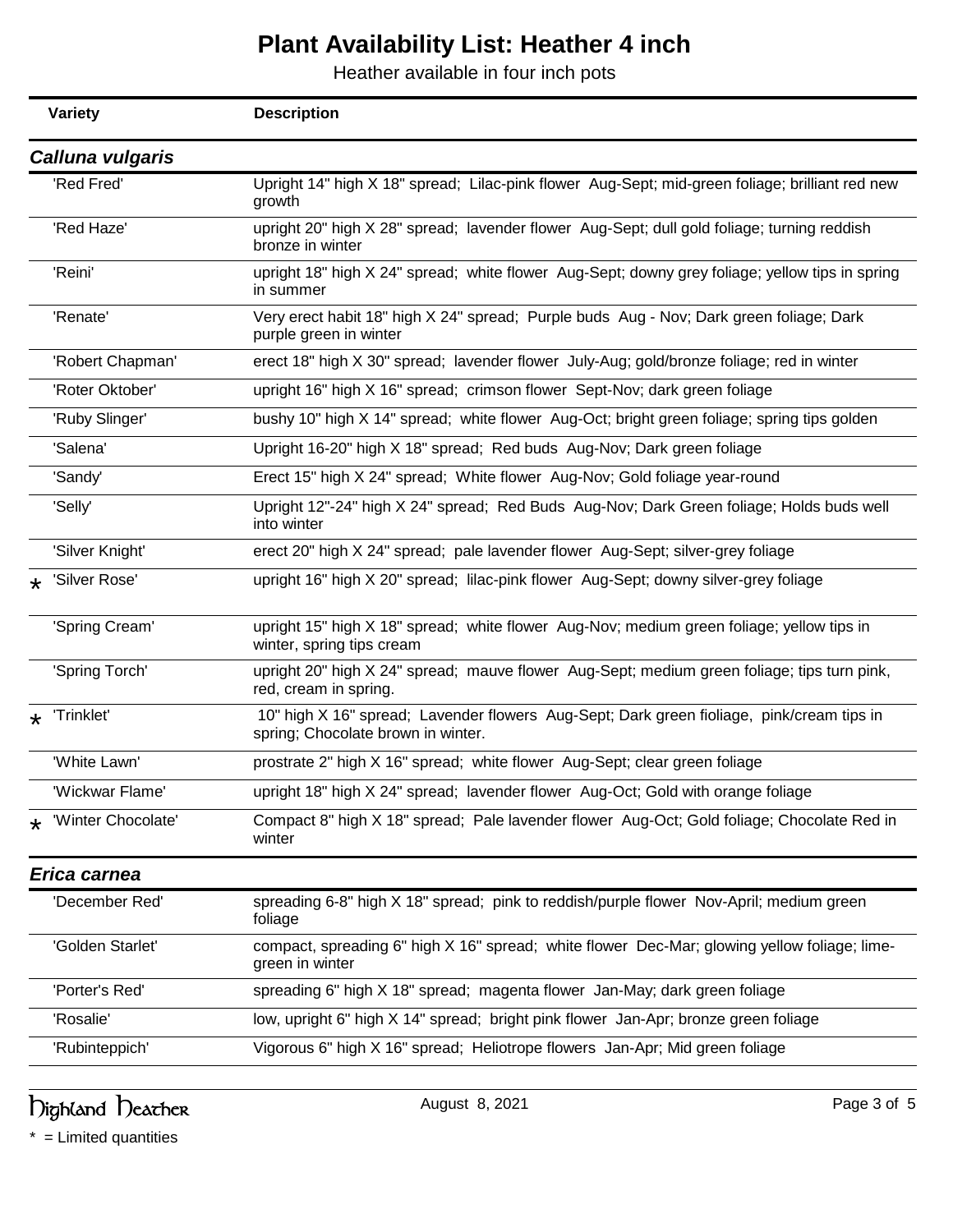# Plant Availability List: Heather 4 inch

Heather available in four inch pots

| | Variety | Description |
|---|---|---|
| | ***Calluna vulgaris*** | |
| | 'Red Fred' | Upright 14" high X 18" spread; Lilac-pink flower Aug-Sept; mid-green foliage; brilliant red new growth |
| | 'Red Haze' | upright 20" high X 28" spread; lavender flower Aug-Sept; dull gold foliage; turning reddish bronze in winter |
| | 'Reini' | upright 18" high X 24" spread; white flower Aug-Sept; downy grey foliage; yellow tips in spring in summer |
| | 'Renate' | Very erect habit 18" high X 24" spread; Purple buds Aug - Nov; Dark green foliage; Dark purple green in winter |
| | 'Robert Chapman' | erect 18" high X 30" spread; lavender flower July-Aug; gold/bronze foliage; red in winter |
| | 'Roter Oktober' | upright 16" high X 16" spread; crimson flower Sept-Nov; dark green foliage |
| | 'Ruby Slinger' | bushy 10" high X 14" spread; white flower Aug-Oct; bright green foliage; spring tips golden |
| | 'Salena' | Upright 16-20" high X 18" spread; Red buds Aug-Nov; Dark green foliage |
| | 'Sandy' | Erect 15" high X 24" spread; White flower Aug-Nov; Gold foliage year-round |
| | 'Selly' | Upright 12"-24" high X 24" spread; Red Buds Aug-Nov; Dark Green foliage; Holds buds well into winter |
| | 'Silver Knight' | erect 20" high X 24" spread; pale lavender flower Aug-Sept; silver-grey foliage |
| * | 'Silver Rose' | upright 16" high X 20" spread; lilac-pink flower Aug-Sept; downy silver-grey foliage |
| | 'Spring Cream' | upright 15" high X 18" spread; white flower Aug-Nov; medium green foliage; yellow tips in winter, spring tips cream |
| | 'Spring Torch' | upright 20" high X 24" spread; mauve flower Aug-Sept; medium green foliage; tips turn pink, red, cream in spring. |
| * | 'Trinklet' | 10" high X 16" spread; Lavender flowers Aug-Sept; Dark green fioliage, pink/cream tips in spring; Chocolate brown in winter. |
| | 'White Lawn' | prostrate 2" high X 16" spread; white flower Aug-Sept; clear green foliage |
| | 'Wickwar Flame' | upright 18" high X 24" spread; lavender flower Aug-Oct; Gold with orange foliage |
| * | 'Winter Chocolate' | Compact 8" high X 18" spread; Pale lavender flower Aug-Oct; Gold foliage; Chocolate Red in winter |
| | ***Erica carnea*** | |
| | 'December Red' | spreading 6-8" high X 18" spread; pink to reddish/purple flower Nov-April; medium green foliage |
| | 'Golden Starlet' | compact, spreading 6" high X 16" spread; white flower Dec-Mar; glowing yellow foliage; lime-green in winter |
| | 'Porter's Red' | spreading 6" high X 18" spread; magenta flower Jan-May; dark green foliage |
| | 'Rosalie' | low, upright 6" high X 14" spread; bright pink flower Jan-Apr; bronze green foliage |
| | 'Rubinteppich' | Vigorous 6" high X 16" spread; Heliotrope flowers Jan-Apr; Mid green foliage |

Highland Heather

August 8, 2021

* = Limited quantities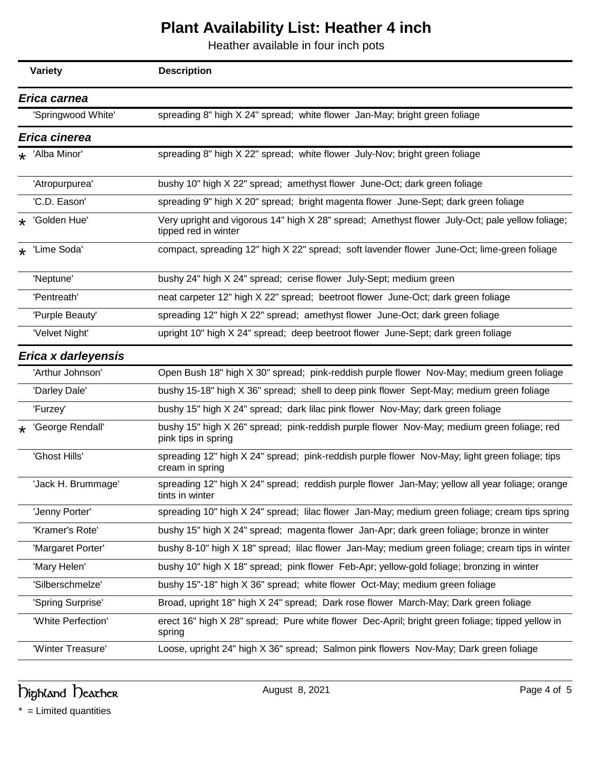# Plant Availability List: Heather 4 inch

Heather available in four inch pots

| | Variety | Description |
|---|---|---|
| | ***Erica carnea*** | |
| | 'Springwood White' | spreading 8" high X 24" spread; white flower Jan-May; bright green foliage |
| | ***Erica cinerea*** | |
| * | 'Alba Minor' | spreading 8" high X 22" spread; white flower July-Nov; bright green foliage |
| | 'Atropurpurea' | bushy 10" high X 22" spread; amethyst flower June-Oct; dark green foliage |
| | 'C.D. Eason' | spreading 9" high X 20" spread; bright magenta flower June-Sept; dark green foliage |
| * | 'Golden Hue' | Very upright and vigorous 14" high X 28" spread; Amethyst flower July-Oct; pale yellow foliage; tipped red in winter |
| * | 'Lime Soda' | compact, spreading 12" high X 22" spread; soft lavender flower June-Oct; lime-green foliage |
| | 'Neptune' | bushy 24" high X 24" spread; cerise flower July-Sept; medium green |
| | 'Pentreath' | neat carpeter 12" high X 22" spread; beetroot flower June-Oct; dark green foliage |
| | 'Purple Beauty' | spreading 12" high X 22" spread; amethyst flower June-Oct; dark green foliage |
| | 'Velvet Night' | upright 10" high X 24" spread; deep beetroot flower June-Sept; dark green foliage |
| | ***Erica x darleyensis*** | |
| | 'Arthur Johnson' | Open Bush 18" high X 30" spread; pink-reddish purple flower Nov-May; medium green foliage |
| | 'Darley Dale' | bushy 15-18" high X 36" spread; shell to deep pink flower Sept-May; medium green foliage |
| | 'Furzey' | bushy 15" high X 24" spread; dark lilac pink flower Nov-May; dark green foliage |
| * | 'George Rendall' | bushy 15" high X 26" spread; pink-reddish purple flower Nov-May; medium green foliage; red pink tips in spring |
| | 'Ghost Hills' | spreading 12" high X 24" spread; pink-reddish purple flower Nov-May; light green foliage; tips cream in spring |
| | 'Jack H. Brummage' | spreading 12" high X 24" spread; reddish purple flower Jan-May; yellow all year foliage; orange tints in winter |
| | 'Jenny Porter' | spreading 10" high X 24" spread; lilac flower Jan-May; medium green foliage; cream tips spring |
| | 'Kramer's Rote' | bushy 15" high X 24" spread; magenta flower Jan-Apr; dark green foliage; bronze in winter |
| | 'Margaret Porter' | bushy 8-10" high X 18" spread; lilac flower Jan-May; medium green foliage; cream tips in winter |
| | 'Mary Helen' | bushy 10" high X 18" spread; pink flower Feb-Apr; yellow-gold foliage; bronzing in winter |
| | 'Silberschmelze' | bushy 15"-18" high X 36" spread; white flower Oct-May; medium green foliage |
| | 'Spring Surprise' | Broad, upright 18" high X 24" spread; Dark rose flower March-May; Dark green foliage |
| | 'White Perfection' | erect 16" high X 28" spread; Pure white flower Dec-April; bright green foliage; tipped yellow in spring |
| | 'Winter Treasure' | Loose, upright 24" high X 36" spread; Salmon pink flowers Nov-May; Dark green foliage |

Highland Heather

August 8, 2021

* = Limited quantities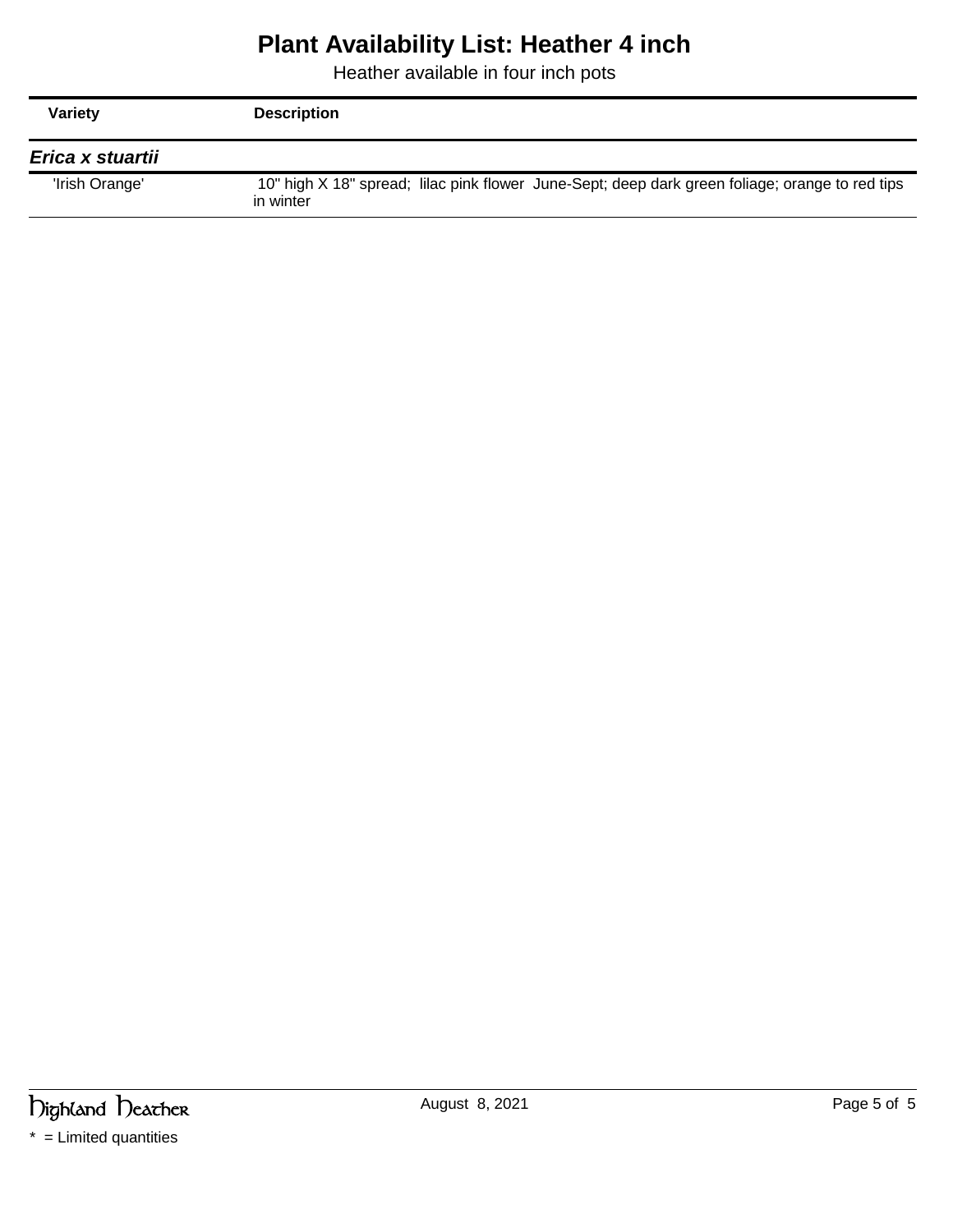# Plant Availability List: Heather 4 inch

Heather available in four inch pots

| Variety | Description |
| --- | --- |
| ***Erica x stuartii*** | |
| 'Irish Orange' | 10" high X 18" spread; lilac pink flower June-Sept; deep dark green foliage; orange to red tips in winter |

\* = Limited quantities